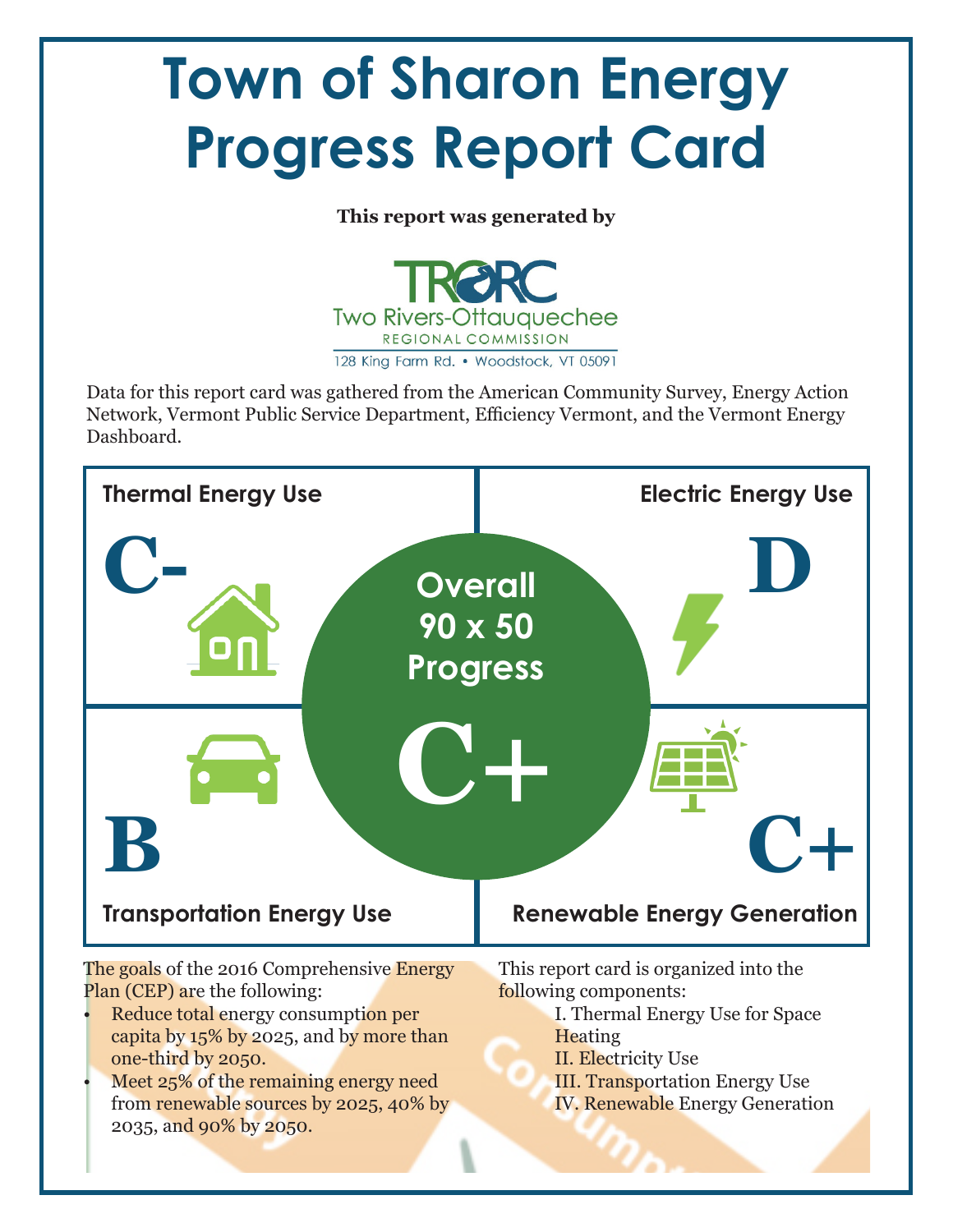# Town of Sharon Energy Progress Report Card

**This report was generated by**

TRORC
Two Rivers-Ottauquechee
REGIONAL COMMISSION
128 King Farm Rd. • Woodstock, VT 05091

Data for this report card was gathered from the American Community Survey, Energy Action Network, Vermont Public Service Department, Efficiency Vermont, and the Vermont Energy Dashboard.

| Category | Grade |
| --- | --- |
| Thermal Energy Use | C- |
| Electric Energy Use | D |
| Transportation Energy Use | B |
| Renewable Energy Generation | C+ |
| **Overall 90 x 50 Progress** | **C+** |

The goals of the 2016 Comprehensive Energy Plan (CEP) are the following:

- Reduce total energy consumption per capita by 15% by 2025, and by more than one-third by 2050.
- Meet 25% of the remaining energy need from renewable sources by 2025, 40% by 2035, and 90% by 2050.

This report card is organized into the following components:

I. Thermal Energy Use for Space Heating
II. Electricity Use
III. Transportation Energy Use
IV. Renewable Energy Generation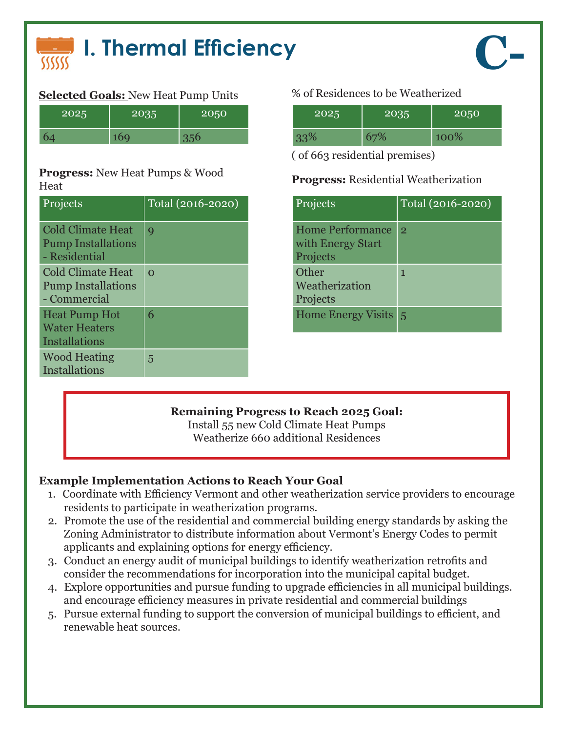# I. Thermal Efficiency

**C-**

**Selected Goals:** New Heat Pump Units

| 2025 | 2035 | 2050 |
|---|---|---|
| 64 | 169 | 356 |

**Progress:** New Heat Pumps & Wood Heat

| Projects | Total (2016-2020) |
|---|---|
| Cold Climate Heat Pump Installations - Residential | 9 |
| Cold Climate Heat Pump Installations - Commercial | 0 |
| Heat Pump Hot Water Heaters Installations | 6 |
| Wood Heating Installations | 5 |

% of Residences to be Weatherized

| 2025 | 2035 | 2050 |
|---|---|---|
| 33% | 67% | 100% |

( of 663 residential premises)

**Progress:** Residential Weatherization

| Projects | Total (2016-2020) |
|---|---|
| Home Performance with Energy Start Projects | 2 |
| Other Weatherization Projects | 1 |
| Home Energy Visits | 5 |

**Remaining Progress to Reach 2025 Goal:**
Install 55 new Cold Climate Heat Pumps
Weatherize 660 additional Residences

**Example Implementation Actions to Reach Your Goal**

1. Coordinate with Efficiency Vermont and other weatherization service providers to encourage residents to participate in weatherization programs.
2. Promote the use of the residential and commercial building energy standards by asking the Zoning Administrator to distribute information about Vermont's Energy Codes to permit applicants and explaining options for energy efficiency.
3. Conduct an energy audit of municipal buildings to identify weatherization retrofits and consider the recommendations for incorporation into the municipal capital budget.
4. Explore opportunities and pursue funding to upgrade efficiencies in all municipal buildings. and encourage efficiency measures in private residential and commercial buildings
5. Pursue external funding to support the conversion of municipal buildings to efficient, and renewable heat sources.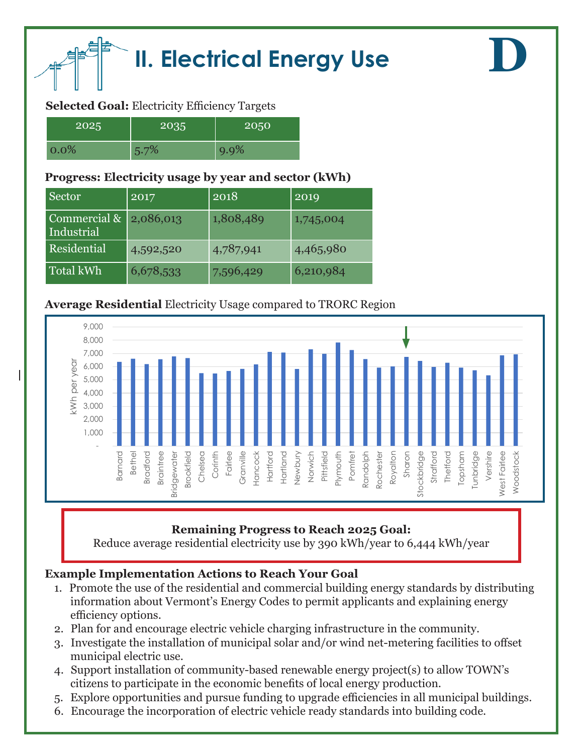# II. Electrical Energy Use

**D**

**Selected Goal:** Electricity Efficiency Targets

| 2025 | 2035 | 2050 |
|---|---|---|
| 0.0% | 5.7% | 9.9% |

**Progress: Electricity usage by year and sector (kWh)**

| Sector | 2017 | 2018 | 2019 |
|---|---|---|---|
| Commercial & Industrial | 2,086,013 | 1,808,489 | 1,745,004 |
| Residential | 4,592,520 | 4,787,941 | 4,465,980 |
| Total kWh | 6,678,533 | 7,596,429 | 6,210,984 |

**Average Residential** Electricity Usage compared to TRORC Region

**Remaining Progress to Reach 2025 Goal:**
Reduce average residential electricity use by 390 kWh/year to 6,444 kWh/year

**Example Implementation Actions to Reach Your Goal**

1. Promote the use of the residential and commercial building energy standards by distributing information about Vermont's Energy Codes to permit applicants and explaining energy efficiency options.
2. Plan for and encourage electric vehicle charging infrastructure in the community.
3. Investigate the installation of municipal solar and/or wind net-metering facilities to offset municipal electric use.
4. Support installation of community-based renewable energy project(s) to allow TOWN's citizens to participate in the economic benefits of local energy production.
5. Explore opportunities and pursue funding to upgrade efficiencies in all municipal buildings.
6. Encourage the incorporation of electric vehicle ready standards into building code.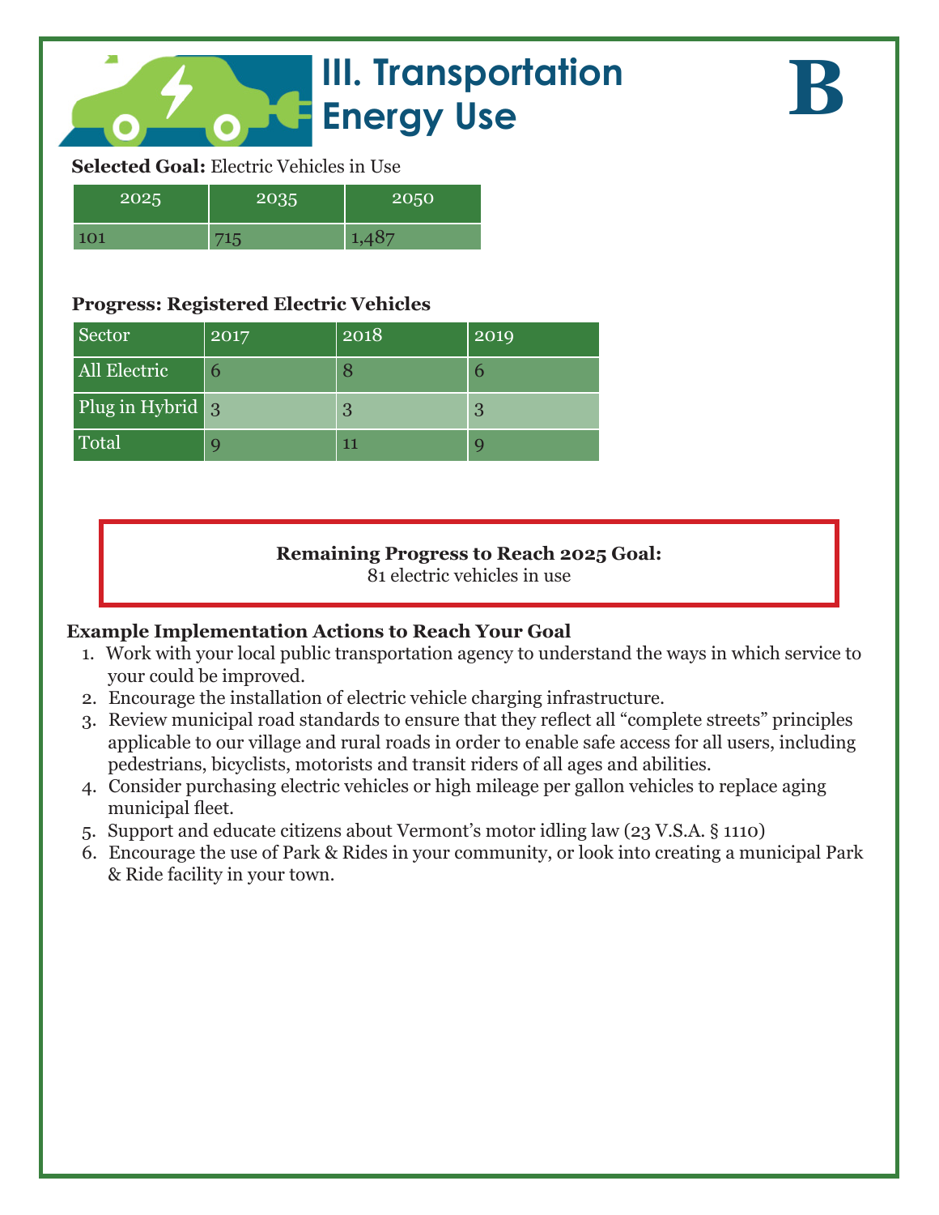# III. Transportation Energy Use

**B**

**Selected Goal:** Electric Vehicles in Use

| 2025 | 2035 | 2050 |
| --- | --- | --- |
| 101 | 715 | 1,487 |

**Progress: Registered Electric Vehicles**

| Sector | 2017 | 2018 | 2019 |
| --- | --- | --- | --- |
| All Electric | 6 | 8 | 6 |
| Plug in Hybrid | 3 | 3 | 3 |
| Total | 9 | 11 | 9 |

**Remaining Progress to Reach 2025 Goal:**
81 electric vehicles in use

**Example Implementation Actions to Reach Your Goal**

1. Work with your local public transportation agency to understand the ways in which service to your could be improved.
2. Encourage the installation of electric vehicle charging infrastructure.
3. Review municipal road standards to ensure that they reflect all "complete streets" principles applicable to our village and rural roads in order to enable safe access for all users, including pedestrians, bicyclists, motorists and transit riders of all ages and abilities.
4. Consider purchasing electric vehicles or high mileage per gallon vehicles to replace aging municipal fleet.
5. Support and educate citizens about Vermont's motor idling law (23 V.S.A. § 1110)
6. Encourage the use of Park & Rides in your community, or look into creating a municipal Park & Ride facility in your town.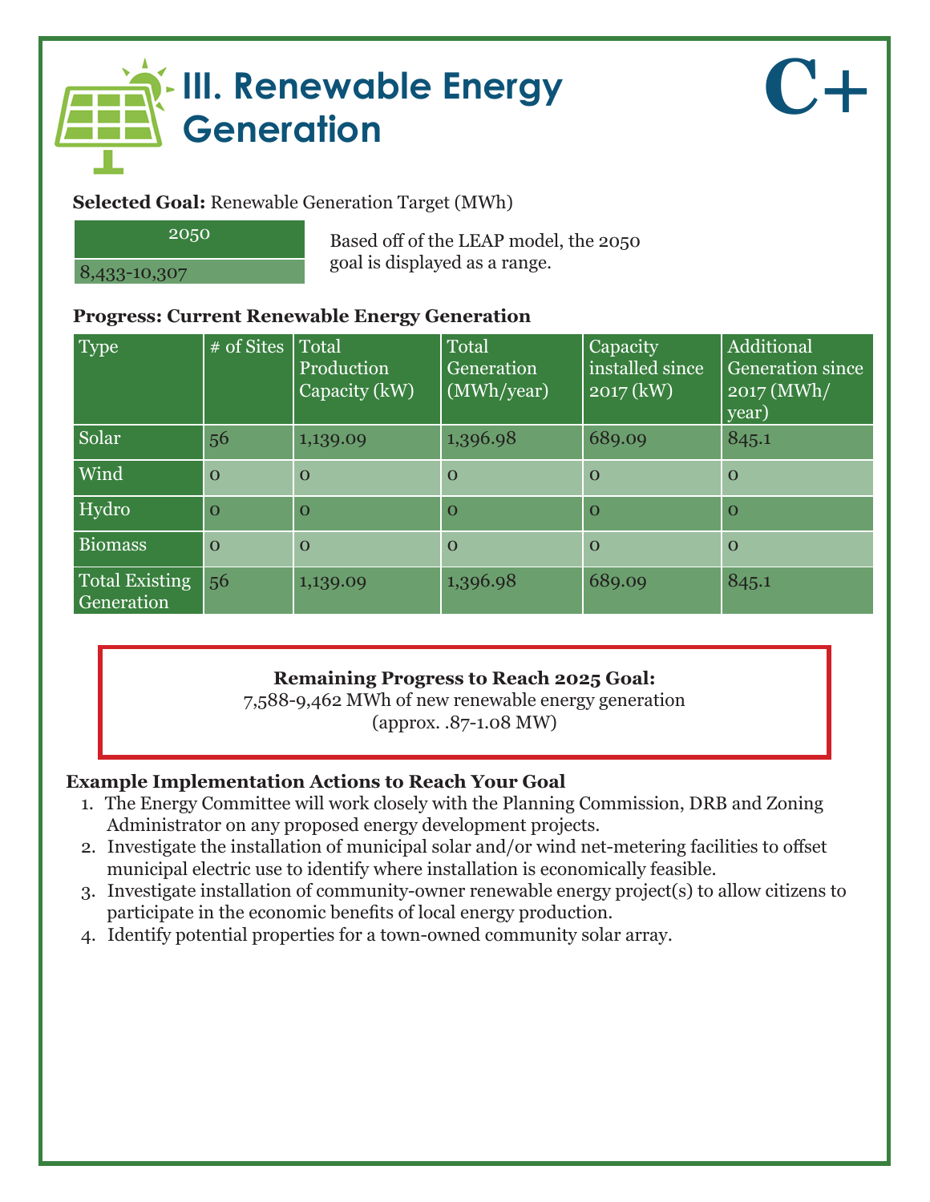# III. Renewable Energy Generation

# C+

**Selected Goal:** Renewable Generation Target (MWh)

| 2050 |
| --- |
| 8,433-10,307 |

Based off of the LEAP model, the 2050 goal is displayed as a range.

**Progress: Current Renewable Energy Generation**

| Type | # of Sites | Total Production Capacity (kW) | Total Generation (MWh/year) | Capacity installed since 2017 (kW) | Additional Generation since 2017 (MWh/year) |
| --- | --- | --- | --- | --- | --- |
| Solar | 56 | 1,139.09 | 1,396.98 | 689.09 | 845.1 |
| Wind | 0 | 0 | 0 | 0 | 0 |
| Hydro | 0 | 0 | 0 | 0 | 0 |
| Biomass | 0 | 0 | 0 | 0 | 0 |
| Total Existing Generation | 56 | 1,139.09 | 1,396.98 | 689.09 | 845.1 |

**Remaining Progress to Reach 2025 Goal:**
7,588-9,462 MWh of new renewable energy generation
(approx. .87-1.08 MW)

**Example Implementation Actions to Reach Your Goal**

1. The Energy Committee will work closely with the Planning Commission, DRB and Zoning Administrator on any proposed energy development projects.
2. Investigate the installation of municipal solar and/or wind net-metering facilities to offset municipal electric use to identify where installation is economically feasible.
3. Investigate installation of community-owner renewable energy project(s) to allow citizens to participate in the economic benefits of local energy production.
4. Identify potential properties for a town-owned community solar array.